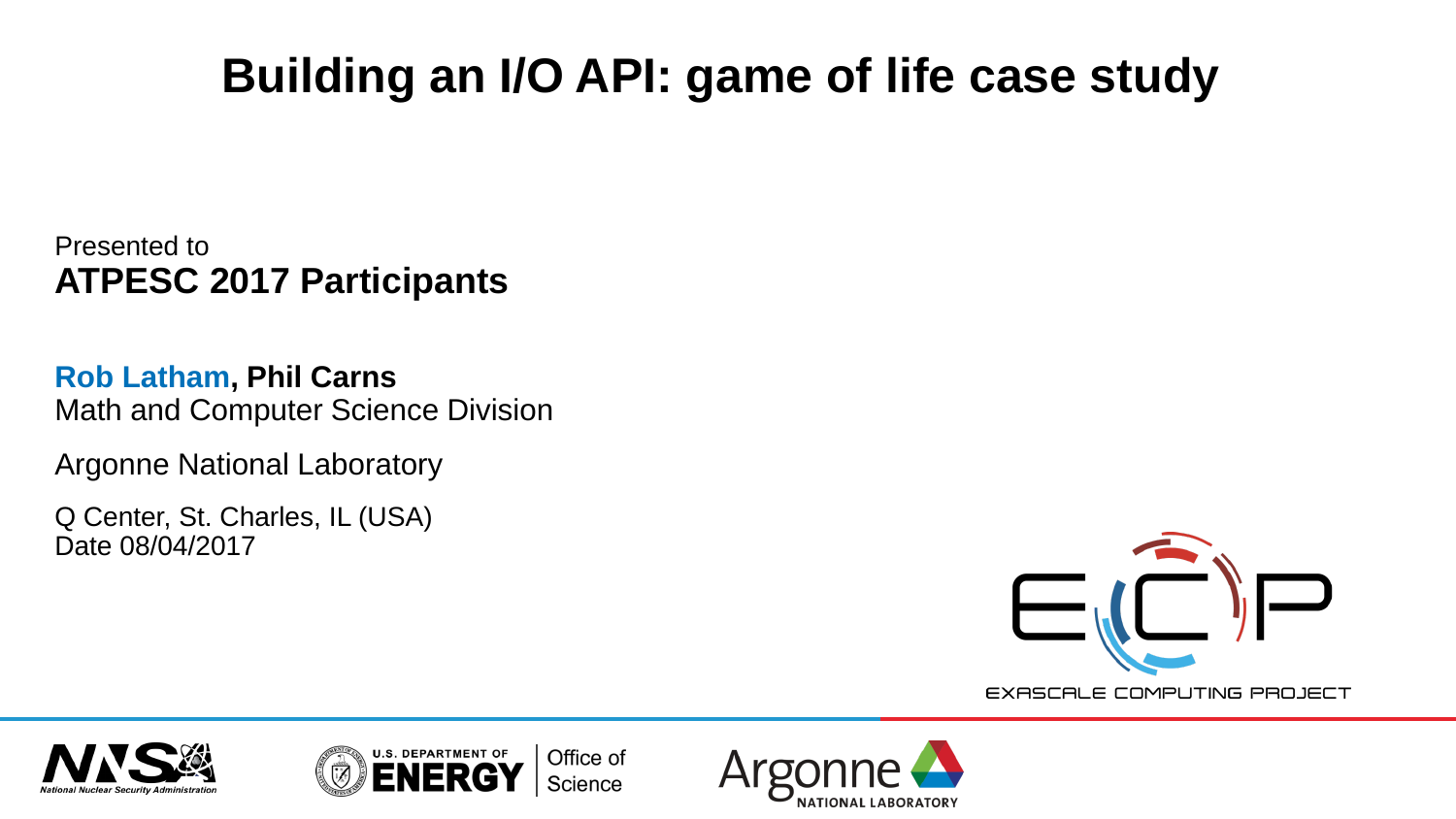# Building an I/O API: game of life case study

Presented to
**ATPESC 2017 Participants**

**Rob Latham, Phil Carns**
Math and Computer Science Division

Argonne National Laboratory

Q Center, St. Charles, IL (USA)
Date 08/04/2017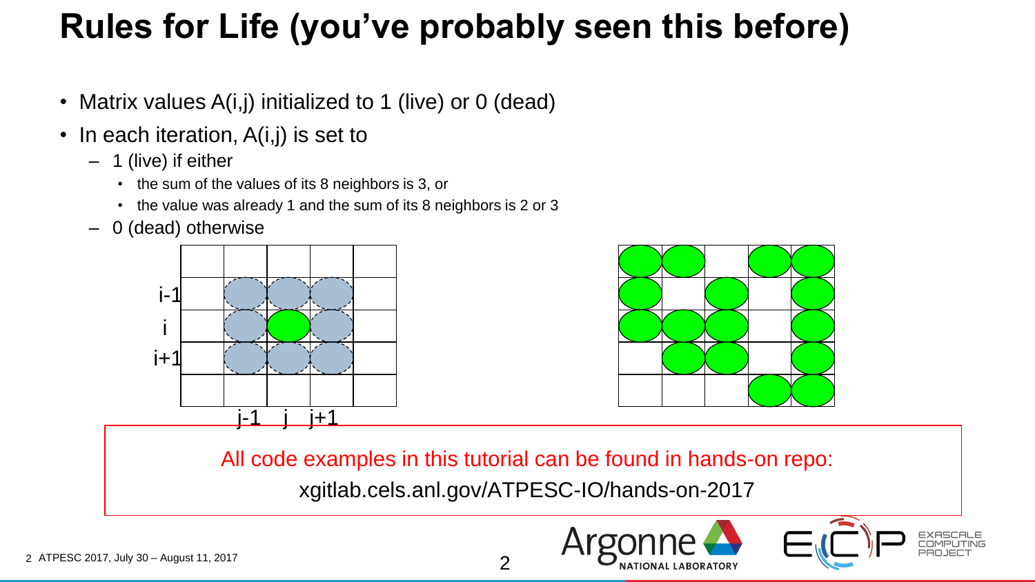# Rules for Life (you've probably seen this before)

- Matrix values A(i,j) initialized to 1 (live) or 0 (dead)
- In each iteration, A(i,j) is set to
  - 1 (live) if either
    - the sum of the values of its 8 neighbors is 3, or
    - the value was already 1 and the sum of its 8 neighbors is 2 or 3
  - 0 (dead) otherwise

All code examples in this tutorial can be found in hands-on repo:

xgitlab.cels.anl.gov/ATPESC-IO/hands-on-2017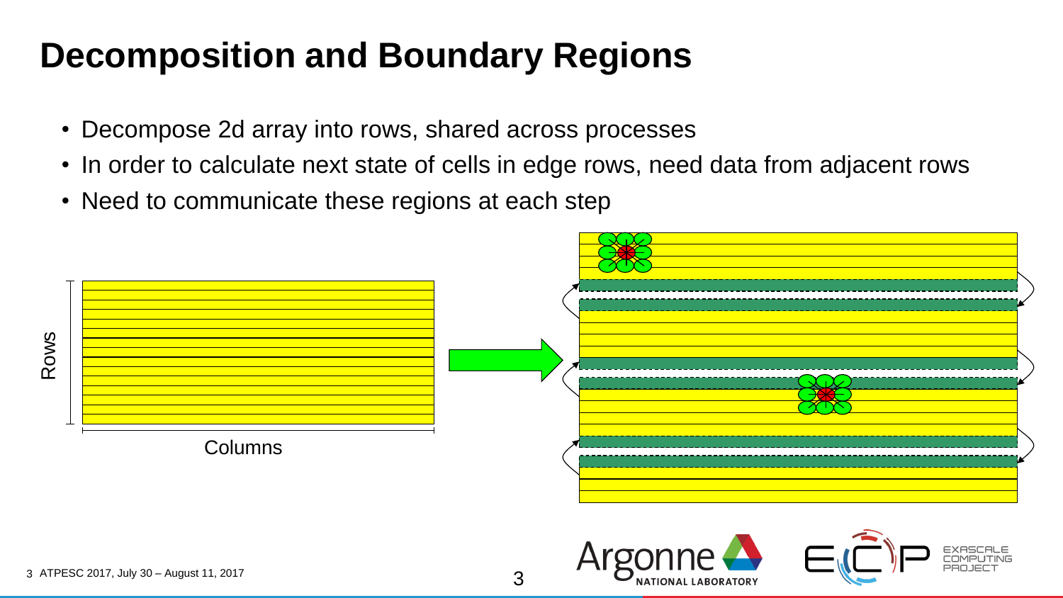# Decomposition and Boundary Regions

- Decompose 2d array into rows, shared across processes
- In order to calculate next state of cells in edge rows, need data from adjacent rows
- Need to communicate these regions at each step

Rows

Columns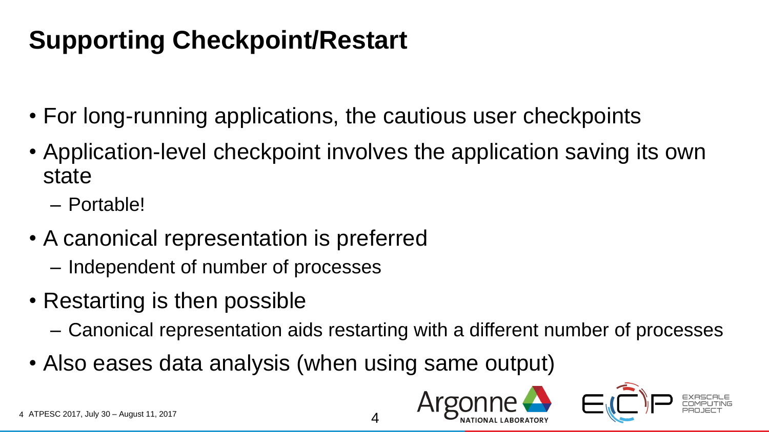# Supporting Checkpoint/Restart

- For long-running applications, the cautious user checkpoints
- Application-level checkpoint involves the application saving its own state
  - Portable!
- A canonical representation is preferred
  - Independent of number of processes
- Restarting is then possible
  - Canonical representation aids restarting with a different number of processes
- Also eases data analysis (when using same output)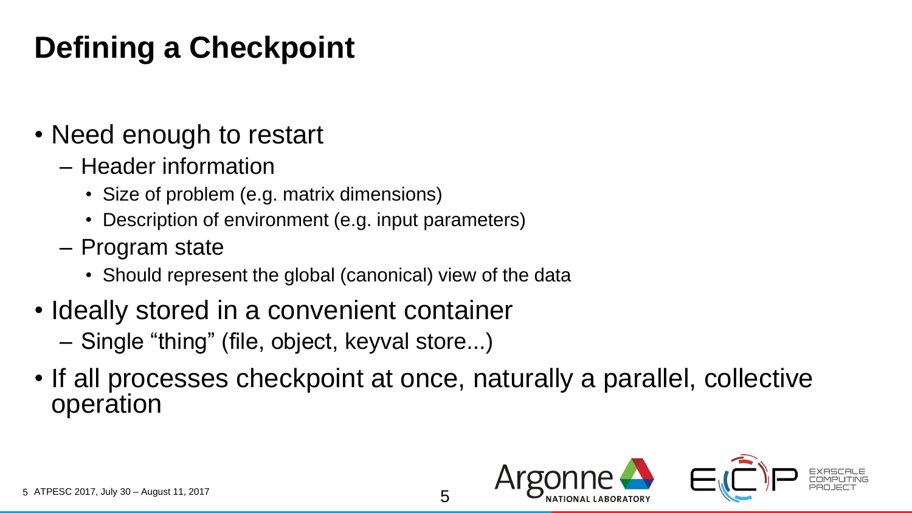# Defining a Checkpoint

- Need enough to restart
  - Header information
    - Size of problem (e.g. matrix dimensions)
    - Description of environment (e.g. input parameters)
  - Program state
    - Should represent the global (canonical) view of the data
- Ideally stored in a convenient container
  - Single “thing” (file, object, keyval store...)
- If all processes checkpoint at once, naturally a parallel, collective operation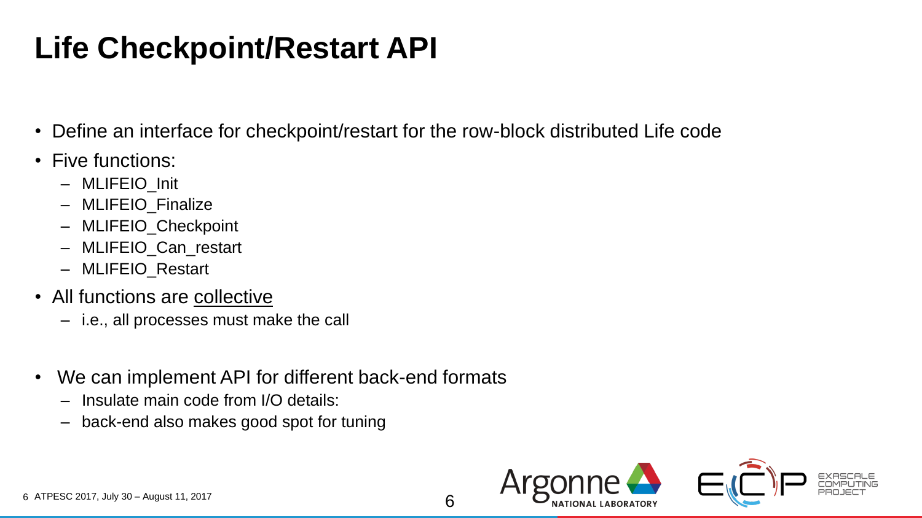# Life Checkpoint/Restart API

- Define an interface for checkpoint/restart for the row-block distributed Life code
- Five functions:
  - MLIFEIO_Init
  - MLIFEIO_Finalize
  - MLIFEIO_Checkpoint
  - MLIFEIO_Can_restart
  - MLIFEIO_Restart
- All functions are collective
  - i.e., all processes must make the call

- We can implement API for different back-end formats
  - Insulate main code from I/O details:
  - back-end also makes good spot for tuning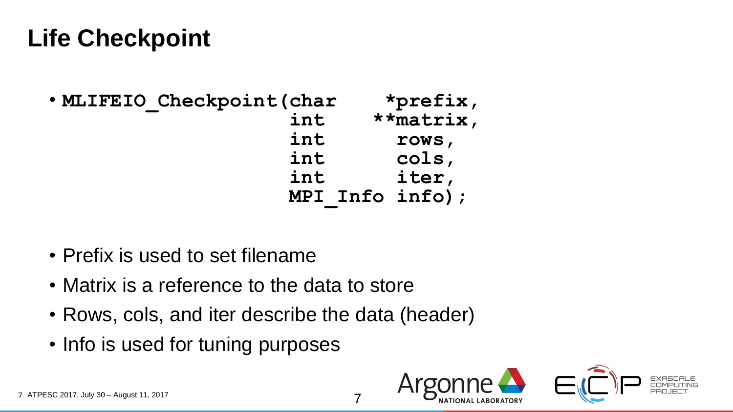# Life Checkpoint

- ```
  MLIFEIO_Checkpoint(char    *prefix,
                     int    **matrix,
                     int      rows,
                     int      cols,
                     int      iter,
                     MPI_Info info);
  ```

- Prefix is used to set filename
- Matrix is a reference to the data to store
- Rows, cols, and iter describe the data (header)
- Info is used for tuning purposes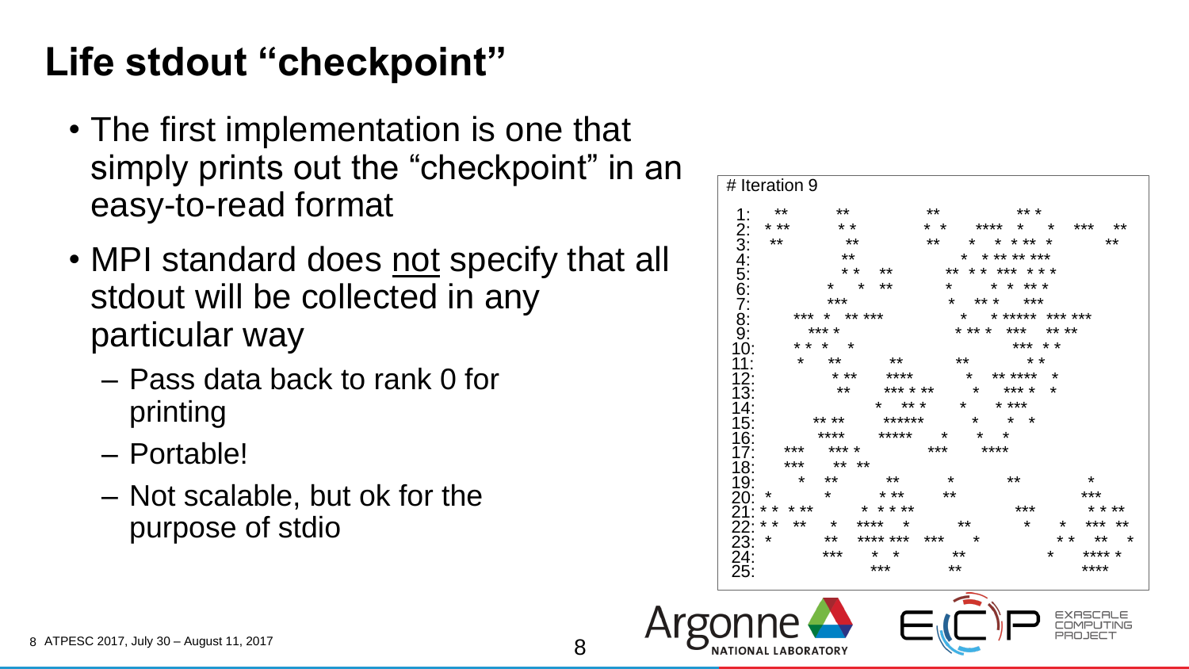# Life stdout "checkpoint"

- The first implementation is one that simply prints out the "checkpoint" in an easy-to-read format
- MPI standard does not specify that all stdout will be collected in any particular way
  - Pass data back to rank 0 for printing
  - Portable!
  - Not scalable, but ok for the purpose of stdio

```
# Iteration 9

 1:    **        **           **          ** *
 2:  * **        * *          * *    ****  *   *   ***   **
 3:   **          **          **    *   * * ** *        **
 4:              **              *  * ** ** ***
 5:             * *   **      **  * *  ***  * * *
 6:           *   *   **        *     * *  ** *
 7:           ***               *   ** *   ***
 8:      ***  *   ** ***          *    * *****  *** ***
 9:         *** *              * ** *  ***    ** **
10:      * *  *    *                    ***  * *
11:       *    **        **       **        * *
12:            * **     ****        *   ** ****  *
13:             **      *** * **     *    *** *  *
14:                   *   ** *     *    * ***
15:         ** **      ******       *     *  *
16:          ****      *****     *     *   *
17:    ***    *** *            ***      ****
18:    ***    **  **
19:       *   **         **       *         **          *
20:  *         *       * **     **                   ***
21: * *  * **       * * * **               ***      * * **
22: * *   **     *   ****   *      **         *    *   ***  **
23:  *          **   **** ***  ***     *              * *   **   *
24:           ***      *  *         **           *      **** *
25:                  ***          **                    ****
```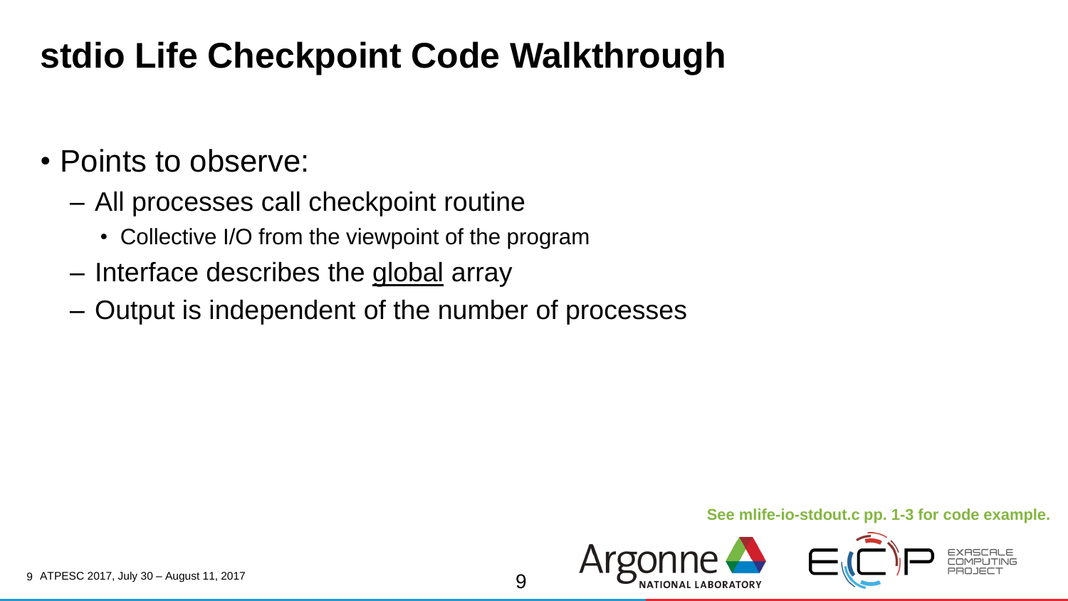# stdio Life Checkpoint Code Walkthrough

- Points to observe:
  - All processes call checkpoint routine
    - Collective I/O from the viewpoint of the program
  - Interface describes the <u>global</u> array
  - Output is independent of the number of processes

**See mlife-io-stdout.c pp. 1-3 for code example.**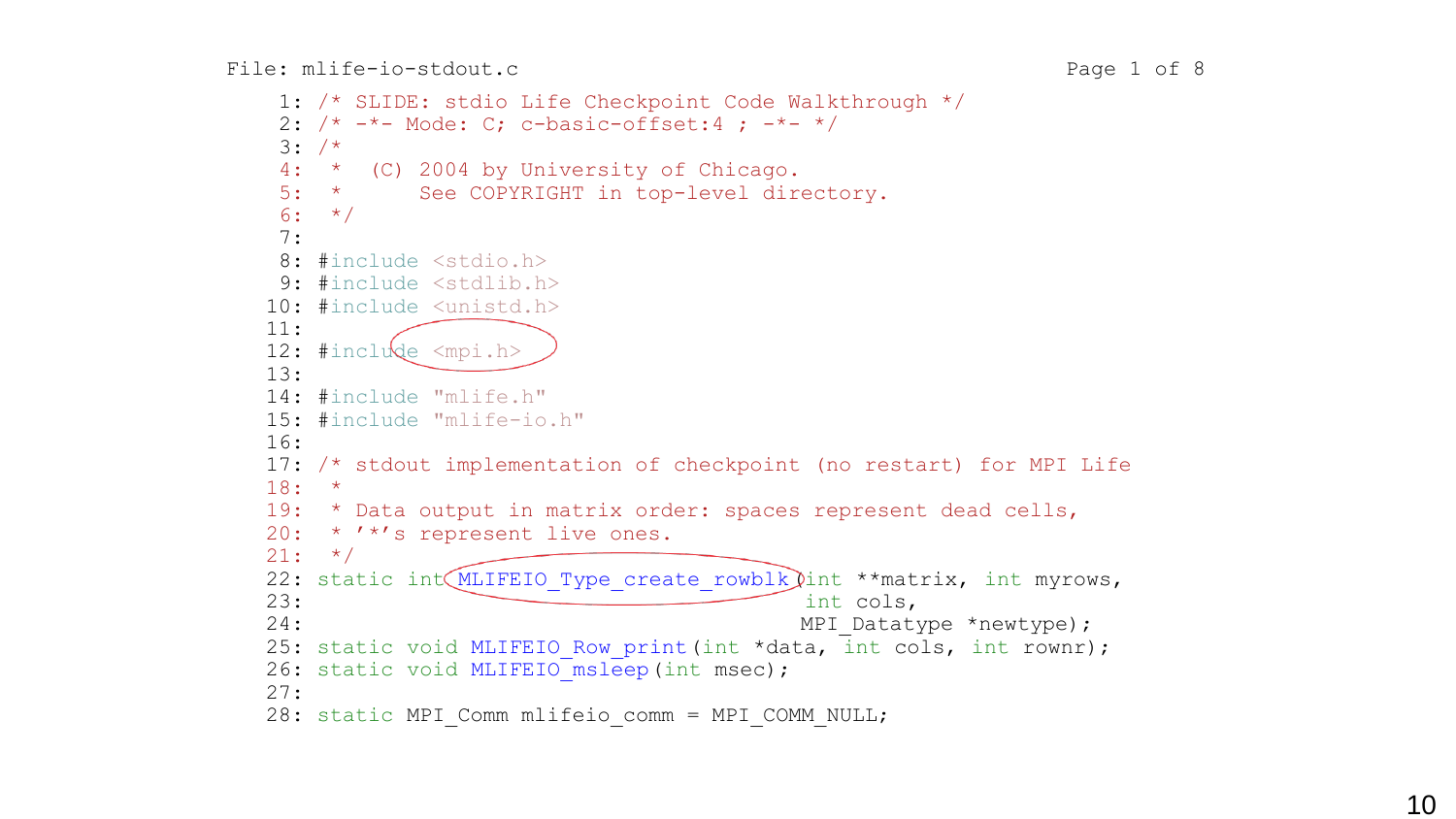File: mlife-io-stdout.c

```
 1: /* SLIDE: stdio Life Checkpoint Code Walkthrough */
 2: /* -*- Mode: C; c-basic-offset:4 ; -*- */
 3: /*
 4:  *  (C) 2004 by University of Chicago.
 5:  *      See COPYRIGHT in top-level directory.
 6:  */
 7:
 8: #include <stdio.h>
 9: #include <stdlib.h>
10: #include <unistd.h>
11:
12: #include <mpi.h>
13:
14: #include "mlife.h"
15: #include "mlife-io.h"
16:
17: /* stdout implementation of checkpoint (no restart) for MPI Life
18:  *
19:  * Data output in matrix order: spaces represent dead cells,
20:  * '*'s represent live ones.
21:  */
22: static int MLIFEIO_Type_create_rowblk(int **matrix, int myrows,
23:                                       int cols,
24:                                       MPI_Datatype *newtype);
25: static void MLIFEIO_Row_print(int *data, int cols, int rownr);
26: static void MLIFEIO_msleep(int msec);
27:
28: static MPI_Comm mlifeio_comm = MPI_COMM_NULL;
```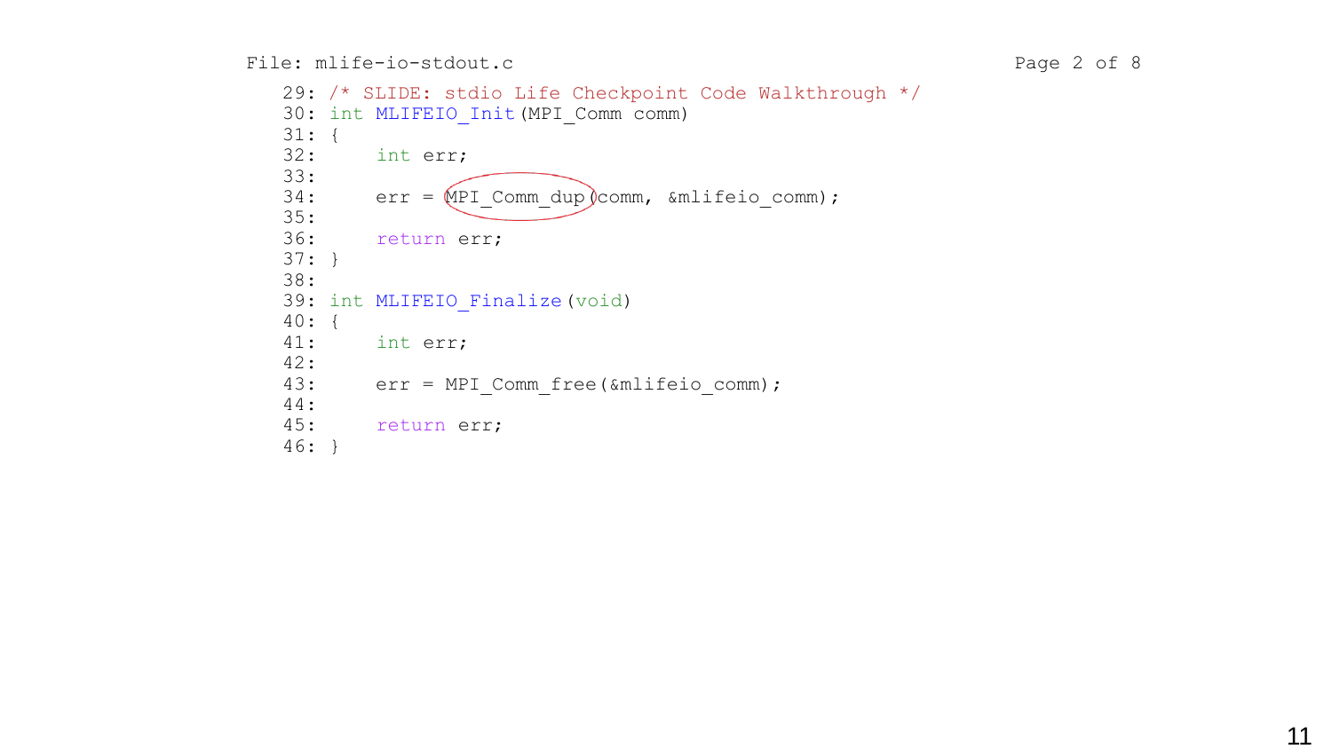File: mlife-io-stdout.c

```
29: /* SLIDE: stdio Life Checkpoint Code Walkthrough */
30: int MLIFEIO_Init(MPI_Comm comm)
31: {
32:     int err;
33: 
34:     err = MPI_Comm_dup(comm, &mlifeio_comm);
35: 
36:     return err;
37: }
38: 
39: int MLIFEIO_Finalize(void)
40: {
41:     int err;
42: 
43:     err = MPI_Comm_free(&mlifeio_comm);
44: 
45:     return err;
46: }
```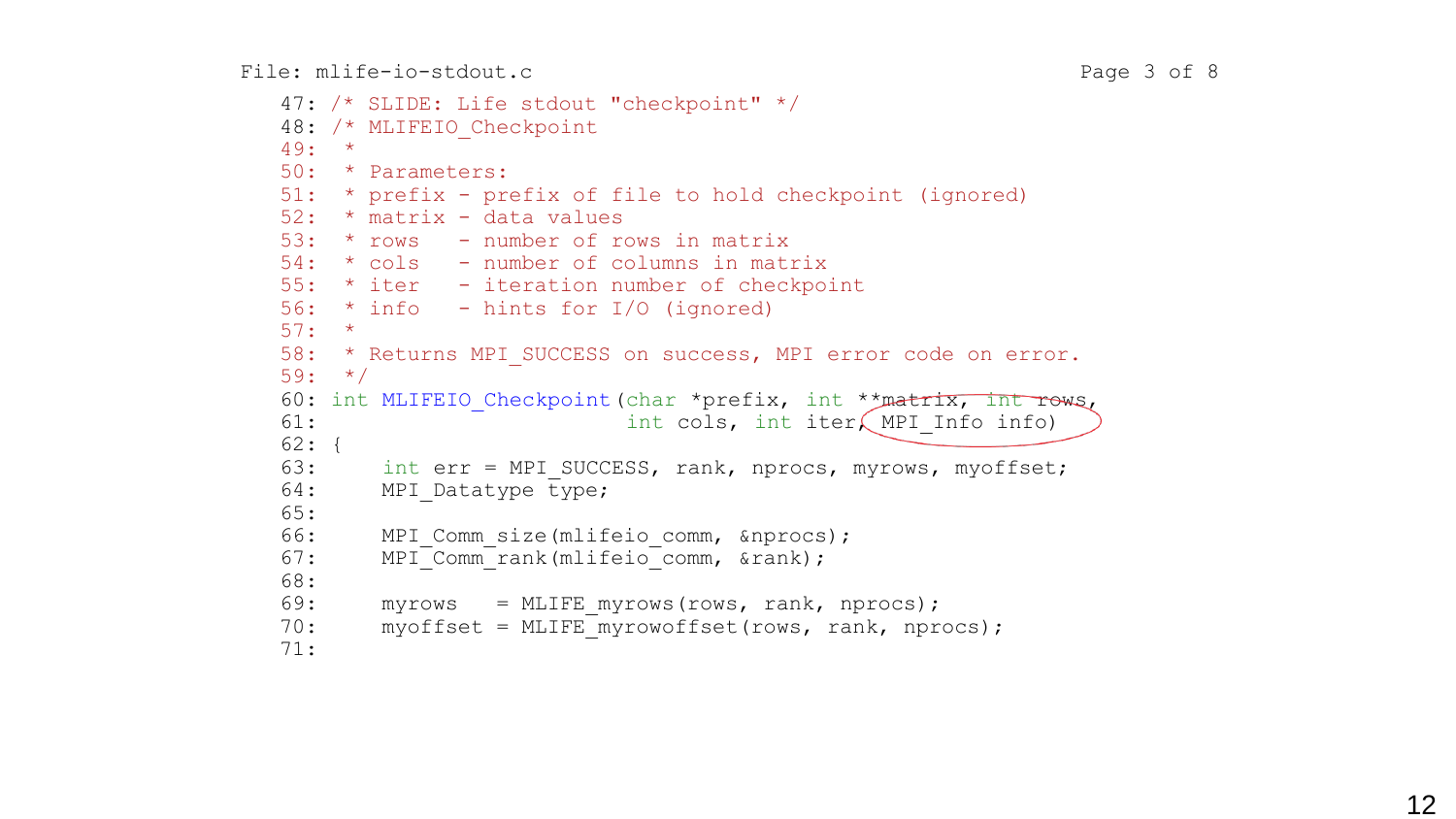File: mlife-io-stdout.c

```
47: /* SLIDE: Life stdout "checkpoint" */
48: /* MLIFEIO_Checkpoint
49:  *
50:  * Parameters:
51:  * prefix - prefix of file to hold checkpoint (ignored)
52:  * matrix - data values
53:  * rows   - number of rows in matrix
54:  * cols   - number of columns in matrix
55:  * iter   - iteration number of checkpoint
56:  * info   - hints for I/O (ignored)
57:  *
58:  * Returns MPI_SUCCESS on success, MPI error code on error.
59:  */
60: int MLIFEIO_Checkpoint(char *prefix, int **matrix, int rows,
61:                        int cols, int iter, MPI_Info info)
62: {
63:     int err = MPI_SUCCESS, rank, nprocs, myrows, myoffset;
64:     MPI_Datatype type;
65:
66:     MPI_Comm_size(mlifeio_comm, &nprocs);
67:     MPI_Comm_rank(mlifeio_comm, &rank);
68:
69:     myrows   = MLIFE_myrows(rows, rank, nprocs);
70:     myoffset = MLIFE_myrowoffset(rows, rank, nprocs);
71:
```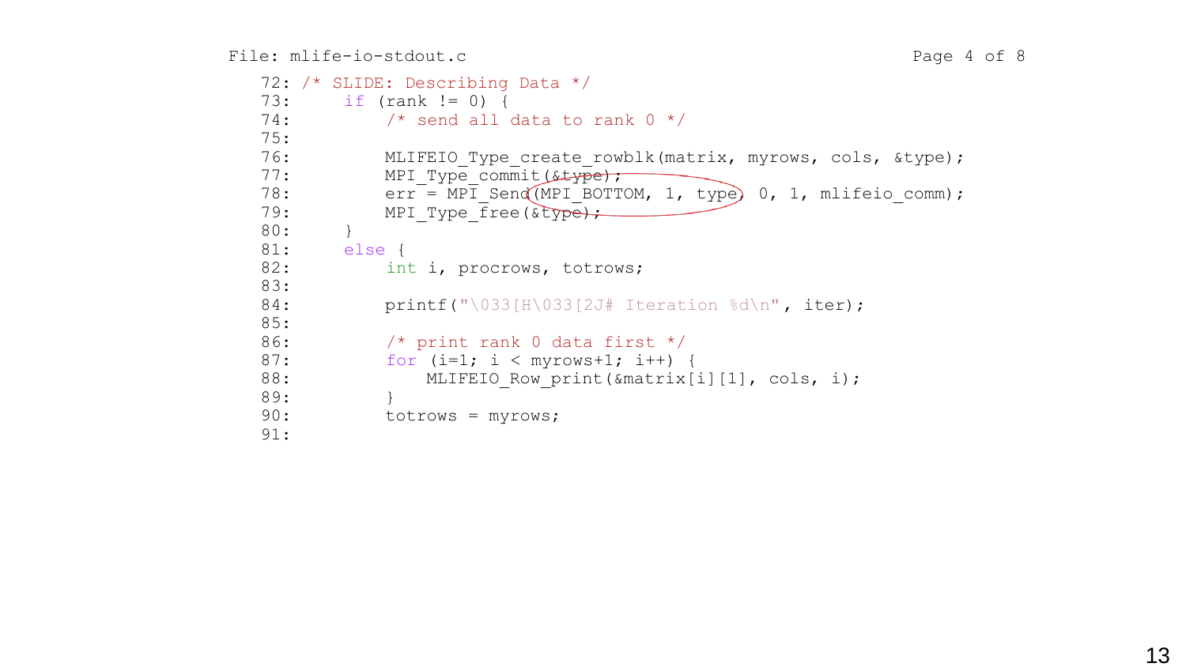File: mlife-io-stdout.c

```
72: /* SLIDE: Describing Data */
73:     if (rank != 0) {
74:         /* send all data to rank 0 */
75:
76:         MLIFEIO_Type_create_rowblk(matrix, myrows, cols, &type);
77:         MPI_Type_commit(&type);
78:         err = MPI_Send(MPI_BOTTOM, 1, type, 0, 1, mlifeio_comm);
79:         MPI_Type_free(&type);
80:     }
81:     else {
82:         int i, procrows, totrows;
83:
84:         printf("\033[H\033[2J# Iteration %d\n", iter);
85:
86:         /* print rank 0 data first */
87:         for (i=1; i < myrows+1; i++) {
88:             MLIFEIO_Row_print(&matrix[i][1], cols, i);
89:         }
90:         totrows = myrows;
91:
```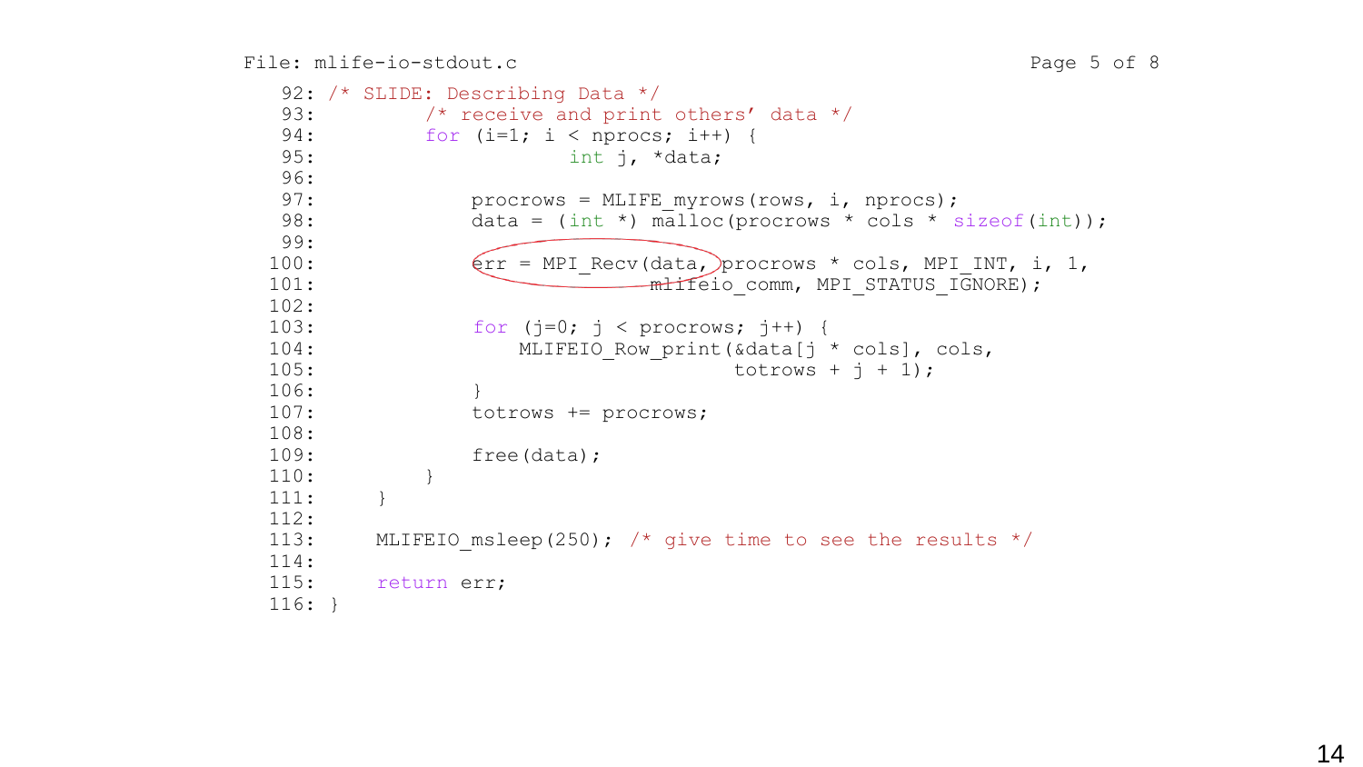File: mlife-io-stdout.c

```
 92: /* SLIDE: Describing Data */
 93:         /* receive and print others' data */
 94:         for (i=1; i < nprocs; i++) {
 95:                     int j, *data;
 96: 
 97:             procrows = MLIFE_myrows(rows, i, nprocs);
 98:             data = (int *) malloc(procrows * cols * sizeof(int));
 99: 
100:             err = MPI_Recv(data, procrows * cols, MPI_INT, i, 1,
101:                            mlifeio_comm, MPI_STATUS_IGNORE);
102: 
103:             for (j=0; j < procrows; j++) {
104:                 MLIFEIO_Row_print(&data[j * cols], cols,
105:                                   totrows + j + 1);
106:             }
107:             totrows += procrows;
108: 
109:             free(data);
110:         }
111:     }
112: 
113:     MLIFEIO_msleep(250); /* give time to see the results */
114: 
115:     return err;
116: }
```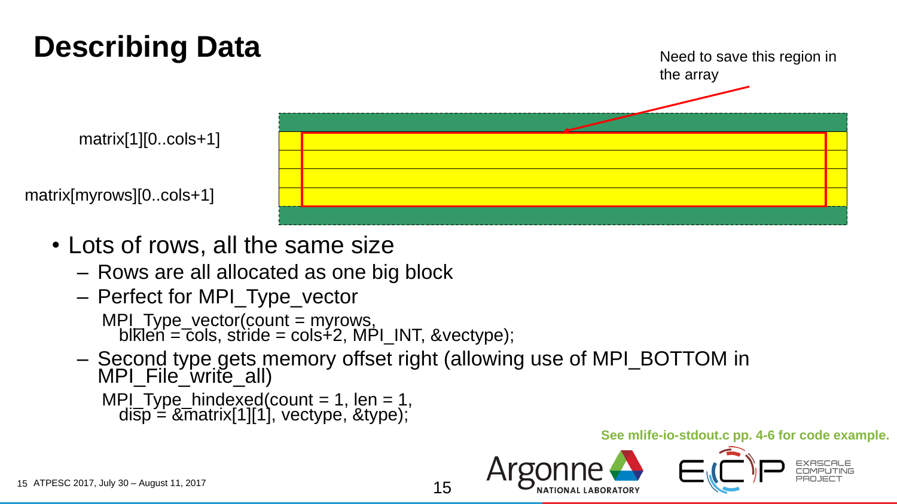# Describing Data

Need to save this region in the array

matrix[1][0..cols+1]

matrix[myrows][0..cols+1]

- Lots of rows, all the same size
  - Rows are all allocated as one big block
  - Perfect for MPI_Type_vector

```
MPI_Type_vector(count = myrows,
  blklen = cols, stride = cols+2, MPI_INT, &vectype);
```

  - Second type gets memory offset right (allowing use of MPI_BOTTOM in MPI_File_write_all)

```
MPI_Type_hindexed(count = 1, len = 1,
  disp = &matrix[1][1], vectype, &type);
```

**See mlife-io-stdout.c pp. 4-6 for code example.**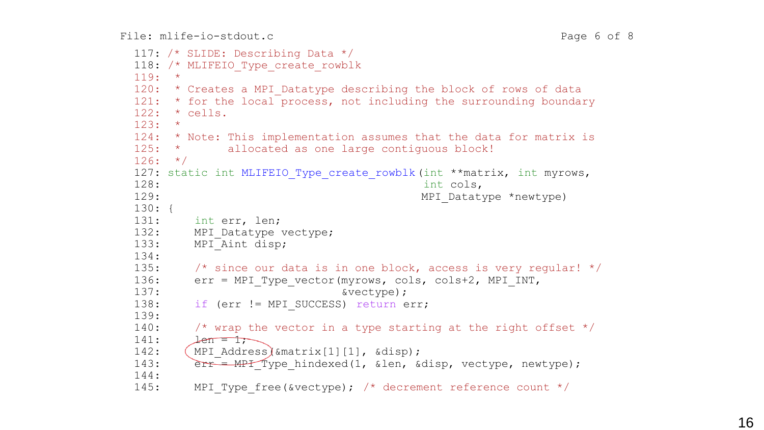File: mlife-io-stdout.c

```c
117: /* SLIDE: Describing Data */
118: /* MLIFEIO_Type_create_rowblk
119:  *
120:  * Creates a MPI_Datatype describing the block of rows of data
121:  * for the local process, not including the surrounding boundary
122:  * cells.
123:  *
124:  * Note: This implementation assumes that the data for matrix is
125:  *       allocated as one large contiguous block!
126:  */
127: static int MLIFEIO_Type_create_rowblk(int **matrix, int myrows,
128:                                       int cols,
129:                                       MPI_Datatype *newtype)
130: {
131:     int err, len;
132:     MPI_Datatype vectype;
133:     MPI_Aint disp;
134:
135:     /* since our data is in one block, access is very regular! */
136:     err = MPI_Type_vector(myrows, cols, cols+2, MPI_INT,
137:                           &vectype);
138:     if (err != MPI_SUCCESS) return err;
139:
140:     /* wrap the vector in a type starting at the right offset */
141:     len = 1;
142:     MPI_Address(&matrix[1][1], &disp);
143:     err = MPI_Type_hindexed(1, &len, &disp, vectype, newtype);
144:
145:     MPI_Type_free(&vectype); /* decrement reference count */
```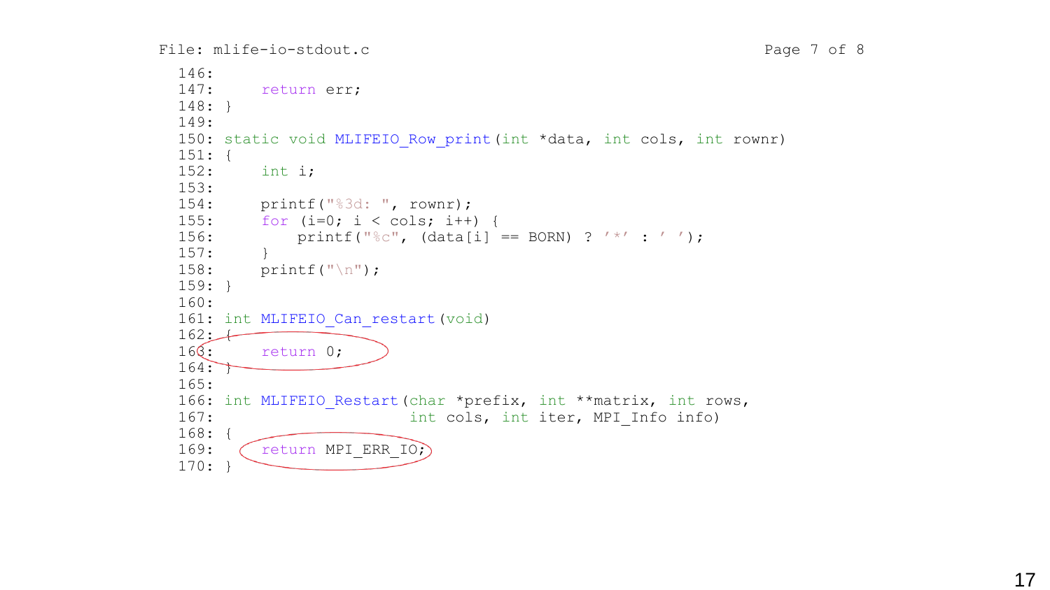File: mlife-io-stdout.c

```
146:
147:     return err;
148: }
149:
150: static void MLIFEIO_Row_print(int *data, int cols, int rownr)
151: {
152:     int i;
153:
154:     printf("%3d: ", rownr);
155:     for (i=0; i < cols; i++) {
156:         printf("%c", (data[i] == BORN) ? '*' : ' ');
157:     }
158:     printf("\n");
159: }
160:
161: int MLIFEIO_Can_restart(void)
162: {
163:     return 0;
164: }
165:
166: int MLIFEIO_Restart(char *prefix, int **matrix, int rows,
167:                     int cols, int iter, MPI_Info info)
168: {
169:     return MPI_ERR_IO;
170: }
```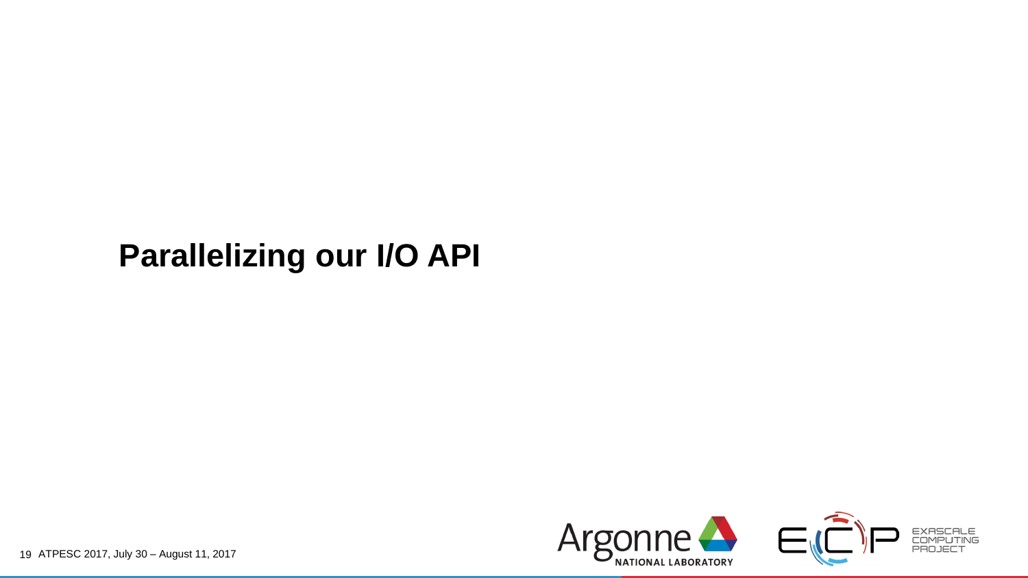# Parallelizing our I/O API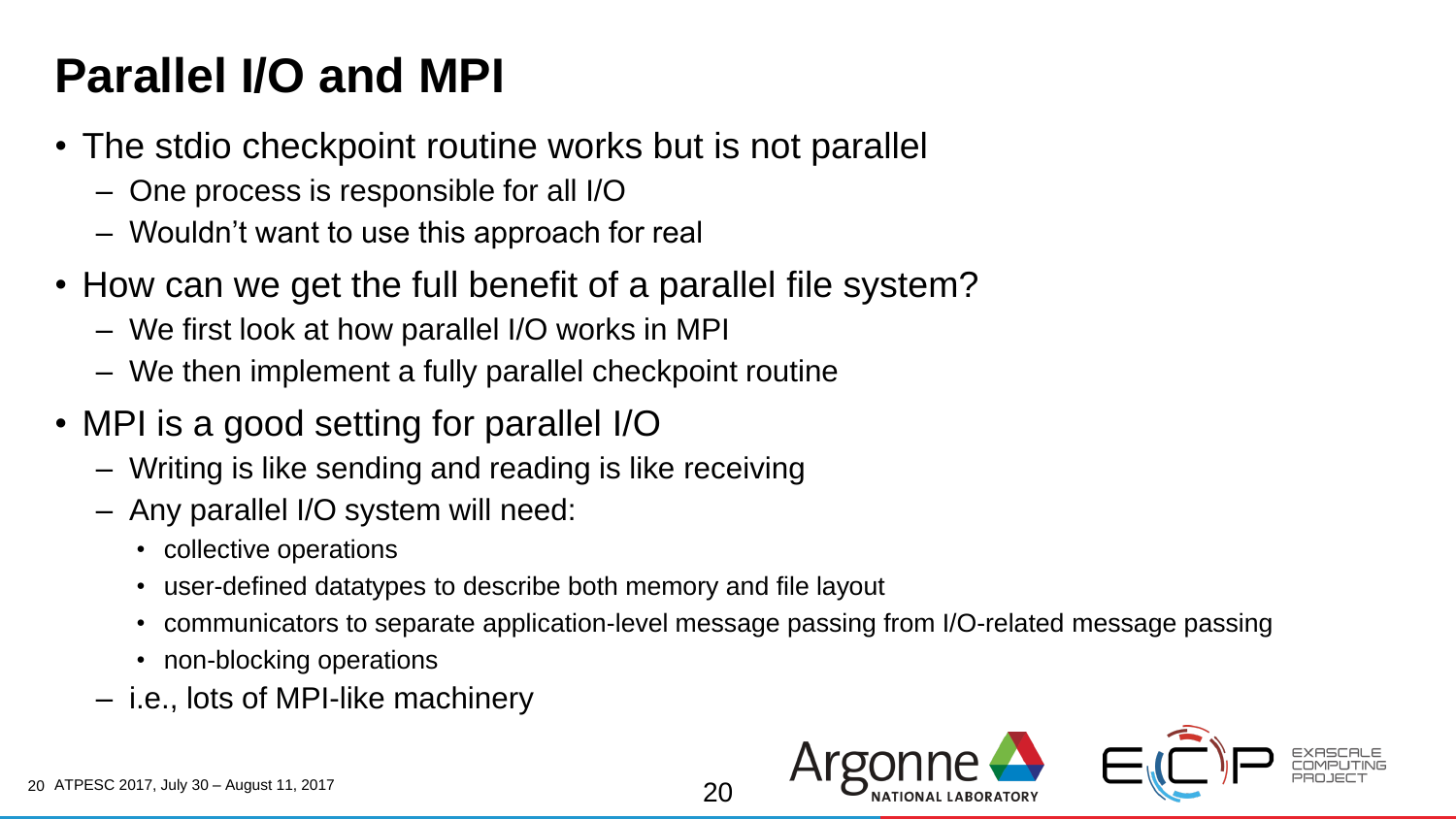# Parallel I/O and MPI

- The stdio checkpoint routine works but is not parallel
  - One process is responsible for all I/O
  - Wouldn't want to use this approach for real
- How can we get the full benefit of a parallel file system?
  - We first look at how parallel I/O works in MPI
  - We then implement a fully parallel checkpoint routine
- MPI is a good setting for parallel I/O
  - Writing is like sending and reading is like receiving
  - Any parallel I/O system will need:
    - collective operations
    - user-defined datatypes to describe both memory and file layout
    - communicators to separate application-level message passing from I/O-related message passing
    - non-blocking operations
  - i.e., lots of MPI-like machinery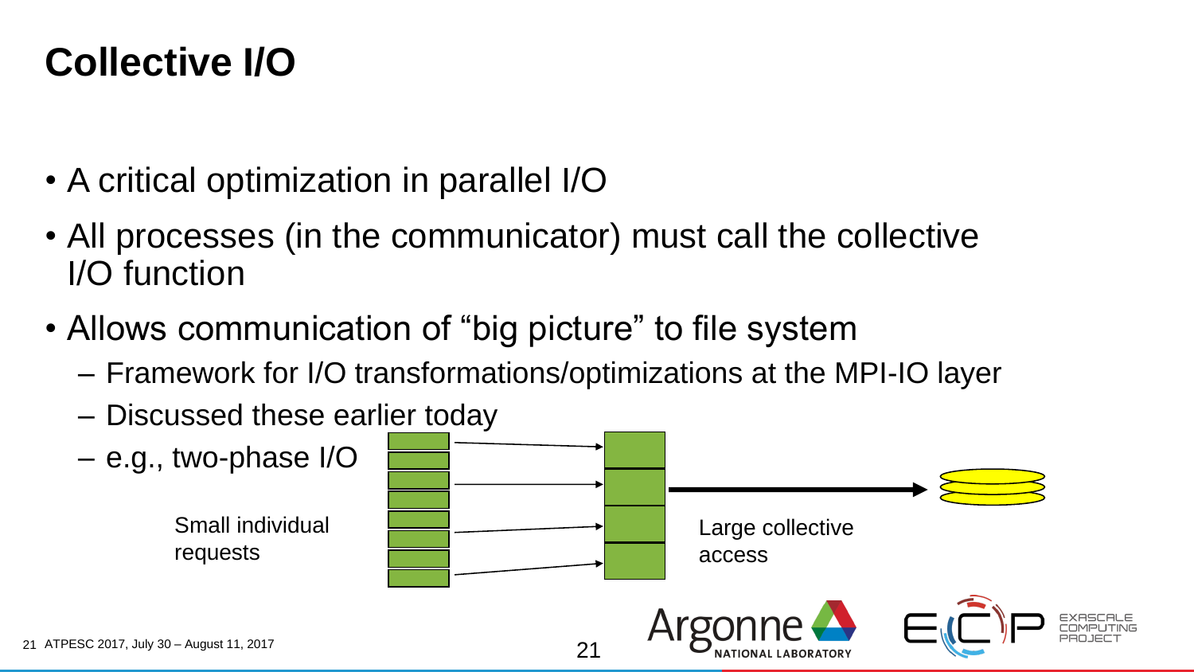# Collective I/O

- A critical optimization in parallel I/O
- All processes (in the communicator) must call the collective I/O function
- Allows communication of "big picture" to file system
  - Framework for I/O transformations/optimizations at the MPI-IO layer
  - Discussed these earlier today
  - e.g., two-phase I/O

Small individual requests

Large collective access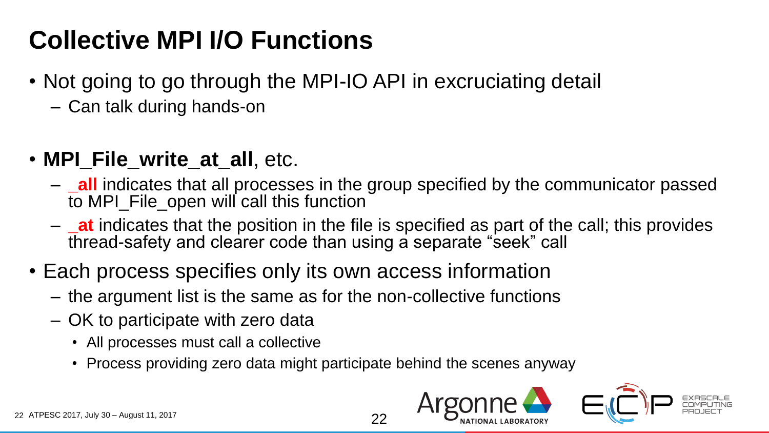# Collective MPI I/O Functions

- Not going to go through the MPI-IO API in excruciating detail
  - Can talk during hands-on
- **MPI_File_write_at_all**, etc.
  - **_all** indicates that all processes in the group specified by the communicator passed to MPI_File_open will call this function
  - **_at** indicates that the position in the file is specified as part of the call; this provides thread-safety and clearer code than using a separate “seek” call
- Each process specifies only its own access information
  - the argument list is the same as for the non-collective functions
  - OK to participate with zero data
    - All processes must call a collective
    - Process providing zero data might participate behind the scenes anyway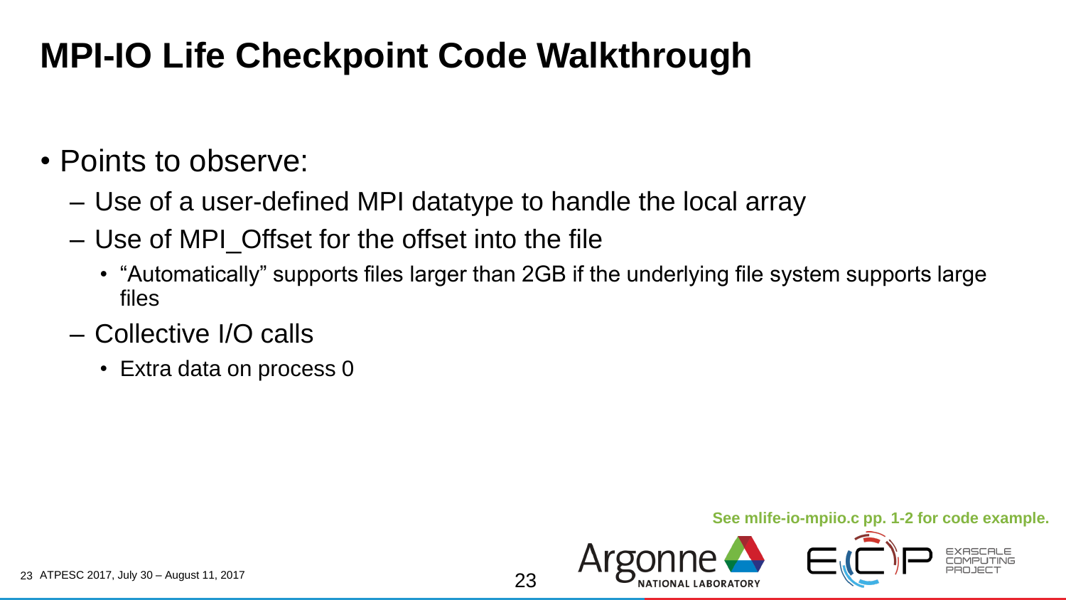# MPI-IO Life Checkpoint Code Walkthrough

- Points to observe:
  - Use of a user-defined MPI datatype to handle the local array
  - Use of MPI_Offset for the offset into the file
    - "Automatically" supports files larger than 2GB if the underlying file system supports large files
  - Collective I/O calls
    - Extra data on process 0

**See mlife-io-mpiio.c pp. 1-2 for code example.**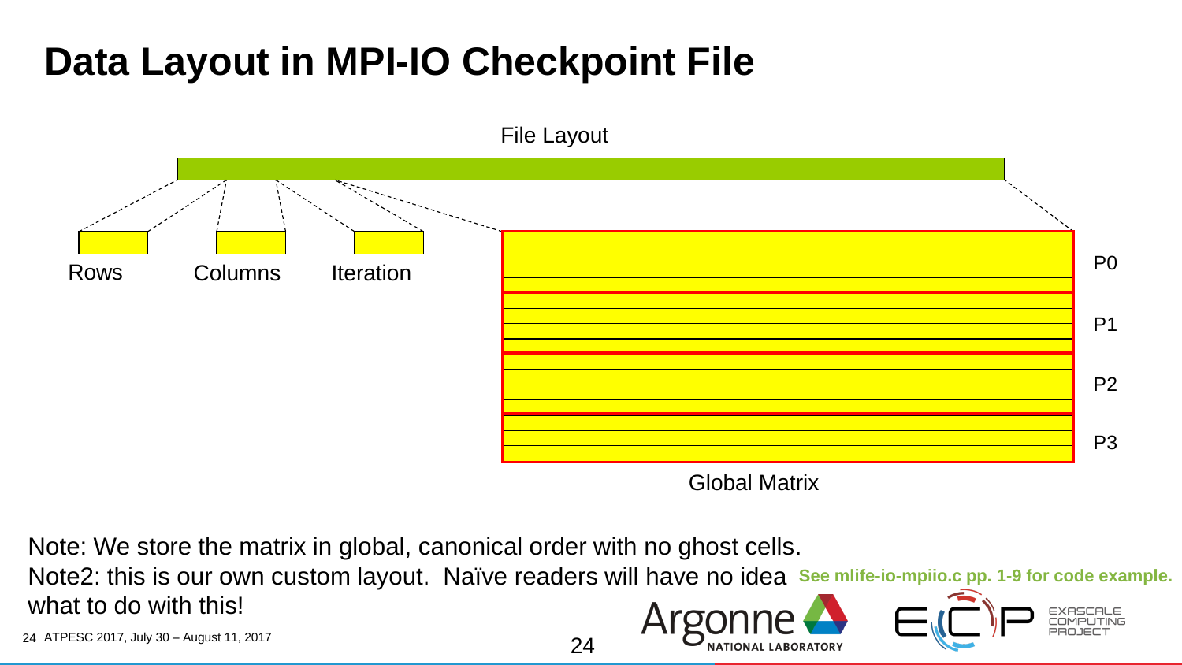# Data Layout in MPI-IO Checkpoint File

File Layout

Rows

Columns

Iteration

P0

P1

P2

P3

Global Matrix

Note: We store the matrix in global, canonical order with no ghost cells.

Note2: this is our own custom layout. Naïve readers will have no idea what to do with this!

**See mlife-io-mpiio.c pp. 1-9 for code example.**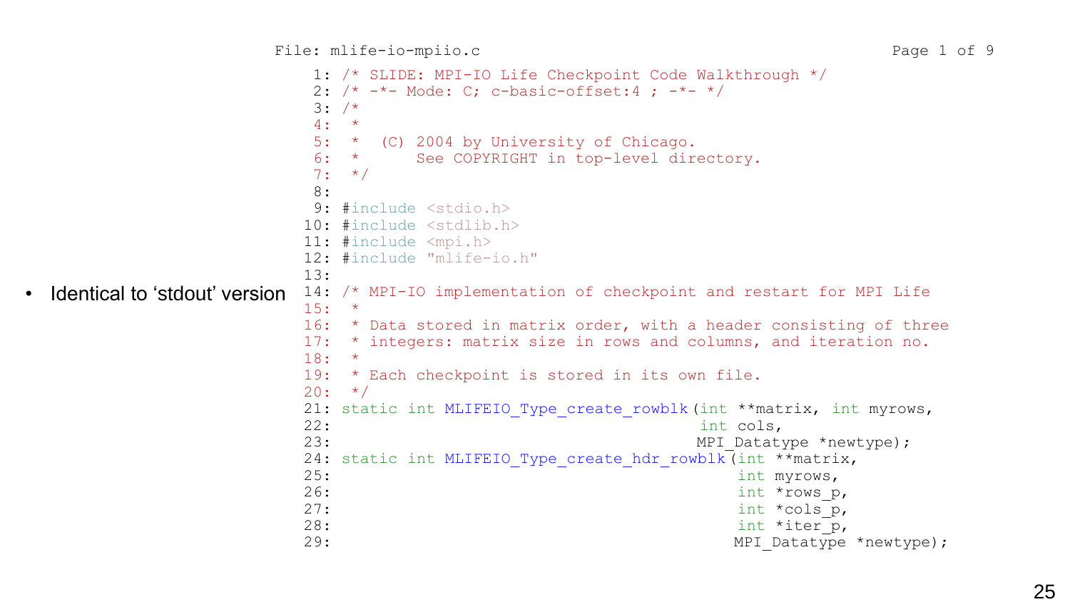File: mlife-io-mpiio.c

- Identical to 'stdout' version

```
 1: /* SLIDE: MPI-IO Life Checkpoint Code Walkthrough */
 2: /* -*- Mode: C; c-basic-offset:4 ; -*- */
 3: /*
 4:  *
 5:  *  (C) 2004 by University of Chicago.
 6:  *      See COPYRIGHT in top-level directory.
 7:  */
 8:
 9: #include <stdio.h>
10: #include <stdlib.h>
11: #include <mpi.h>
12: #include "mlife-io.h"
13:
14: /* MPI-IO implementation of checkpoint and restart for MPI Life
15:  *
16:  * Data stored in matrix order, with a header consisting of three
17:  * integers: matrix size in rows and columns, and iteration no.
18:  *
19:  * Each checkpoint is stored in its own file.
20:  */
21: static int MLIFEIO_Type_create_rowblk(int **matrix, int myrows,
22:                                       int cols,
23:                                       MPI_Datatype *newtype);
24: static int MLIFEIO_Type_create_hdr_rowblk(int **matrix,
25:                                           int myrows,
26:                                           int *rows_p,
27:                                           int *cols_p,
28:                                           int *iter_p,
29:                                           MPI_Datatype *newtype);
```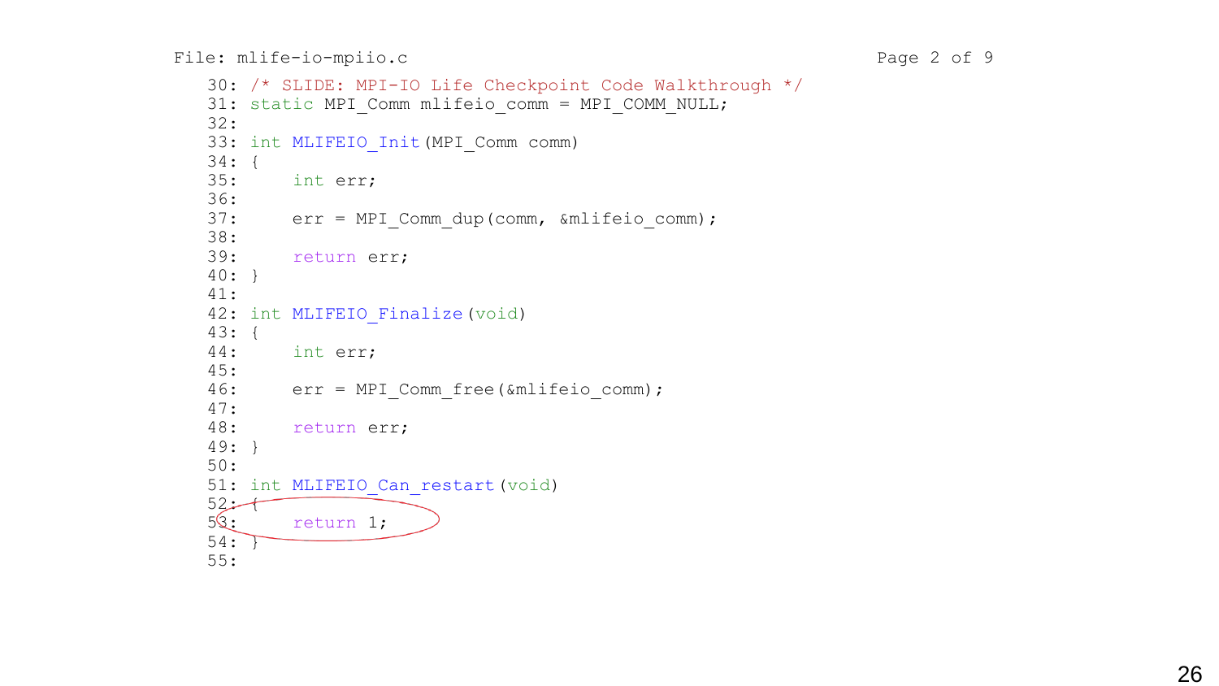File: mlife-io-mpiio.c

```
30: /* SLIDE: MPI-IO Life Checkpoint Code Walkthrough */
31: static MPI_Comm mlifeio_comm = MPI_COMM_NULL;
32:
33: int MLIFEIO_Init(MPI_Comm comm)
34: {
35:     int err;
36:
37:     err = MPI_Comm_dup(comm, &mlifeio_comm);
38:
39:     return err;
40: }
41:
42: int MLIFEIO_Finalize(void)
43: {
44:     int err;
45:
46:     err = MPI_Comm_free(&mlifeio_comm);
47:
48:     return err;
49: }
50:
51: int MLIFEIO_Can_restart(void)
52: {
53:     return 1;
54: }
55:
```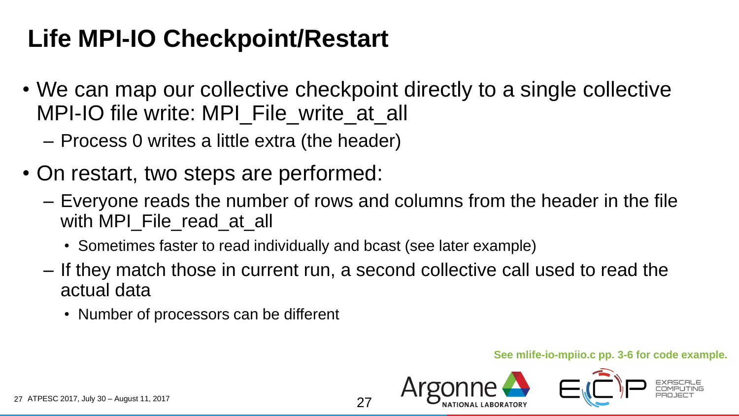# Life MPI-IO Checkpoint/Restart

- We can map our collective checkpoint directly to a single collective MPI-IO file write: MPI_File_write_at_all
  - Process 0 writes a little extra (the header)
- On restart, two steps are performed:
  - Everyone reads the number of rows and columns from the header in the file with MPI_File_read_at_all
    - Sometimes faster to read individually and bcast (see later example)
  - If they match those in current run, a second collective call used to read the actual data
    - Number of processors can be different

**See mlife-io-mpiio.c pp. 3-6 for code example.**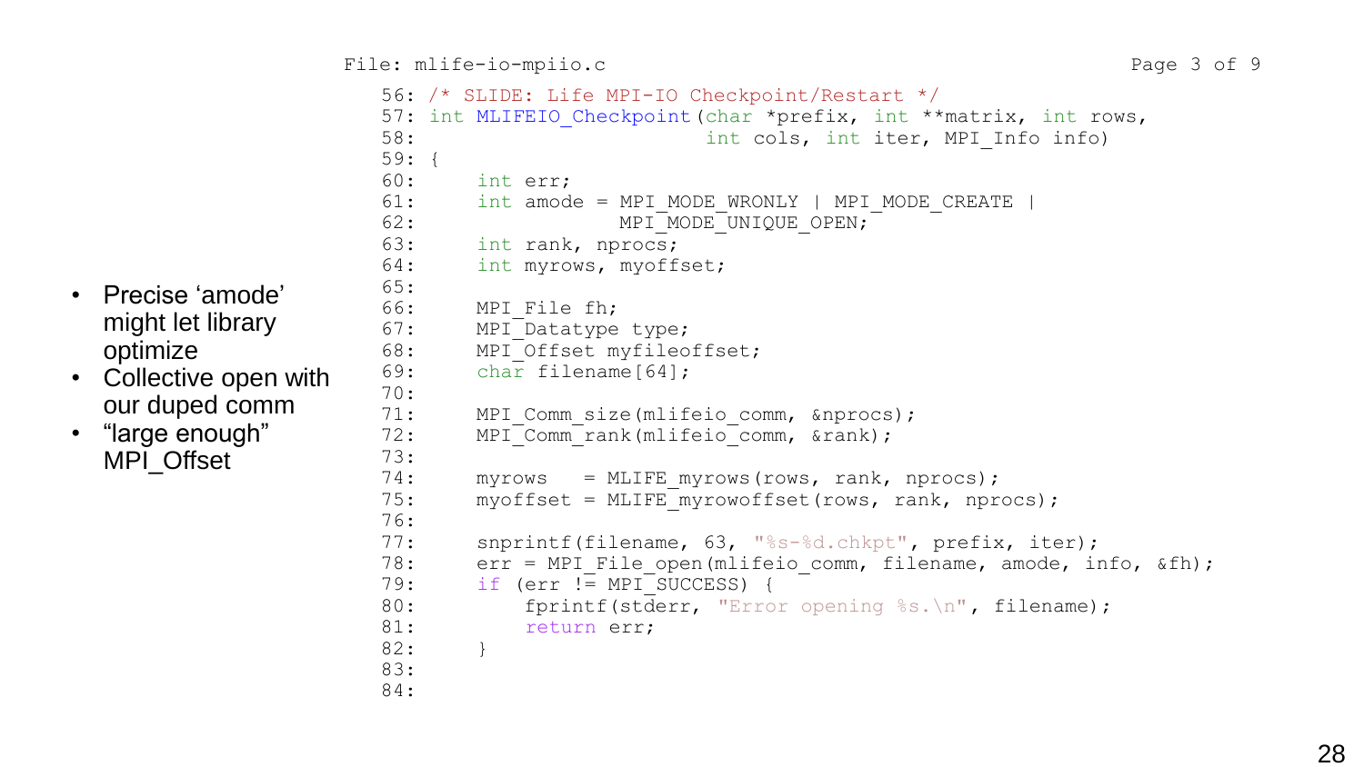- Precise 'amode' might let library optimize
- Collective open with our duped comm
- "large enough" MPI_Offset

File: mlife-io-mpiio.c

```
56: /* SLIDE: Life MPI-IO Checkpoint/Restart */
57: int MLIFEIO_Checkpoint(char *prefix, int **matrix, int rows,
58:                        int cols, int iter, MPI_Info info)
59: {
60:     int err;
61:     int amode = MPI_MODE_WRONLY | MPI_MODE_CREATE |
62:                 MPI_MODE_UNIQUE_OPEN;
63:     int rank, nprocs;
64:     int myrows, myoffset;
65:
66:     MPI_File fh;
67:     MPI_Datatype type;
68:     MPI_Offset myfileoffset;
69:     char filename[64];
70:
71:     MPI_Comm_size(mlifeio_comm, &nprocs);
72:     MPI_Comm_rank(mlifeio_comm, &rank);
73:
74:     myrows   = MLIFE_myrows(rows, rank, nprocs);
75:     myoffset = MLIFE_myrowoffset(rows, rank, nprocs);
76:
77:     snprintf(filename, 63, "%s-%d.chkpt", prefix, iter);
78:     err = MPI_File_open(mlifeio_comm, filename, amode, info, &fh);
79:     if (err != MPI_SUCCESS) {
80:         fprintf(stderr, "Error opening %s.\n", filename);
81:         return err;
82:     }
83:
84:
```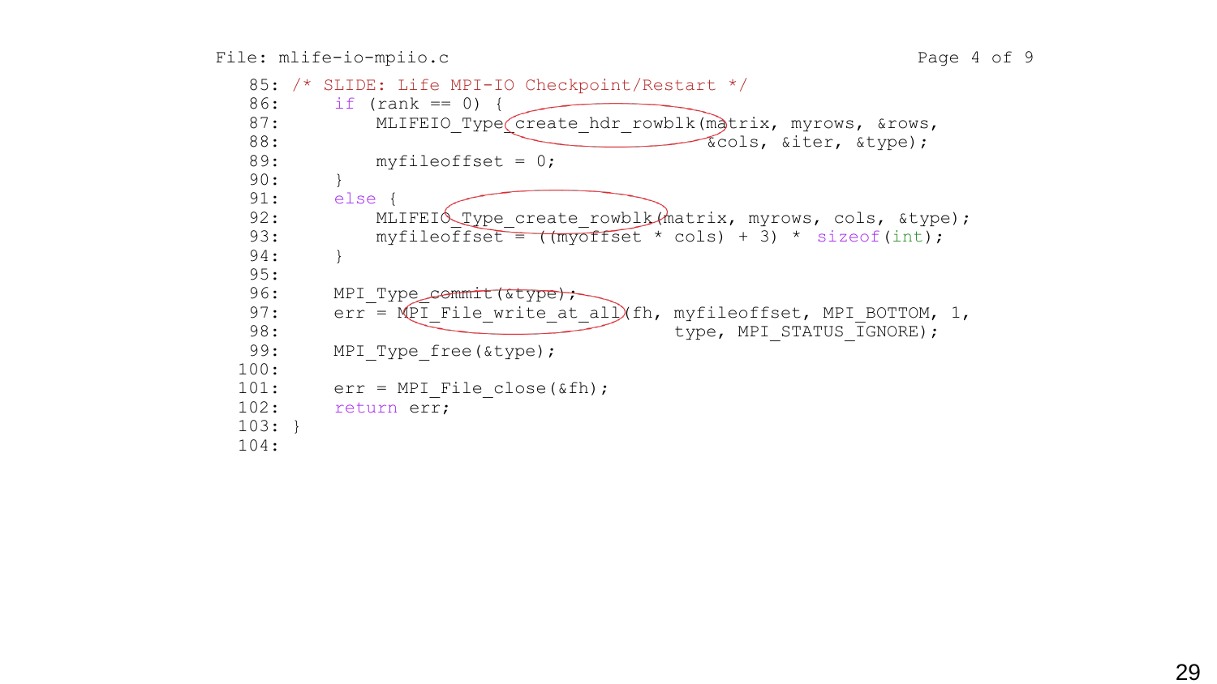File: mlife-io-mpiio.c

```
 85: /* SLIDE: Life MPI-IO Checkpoint/Restart */
 86:     if (rank == 0) {
 87:         MLIFEIO_Type_create_hdr_rowblk(matrix, myrows, &rows,
 88:                                        &cols, &iter, &type);
 89:         myfileoffset = 0;
 90:     }
 91:     else {
 92:         MLIFEIO_Type_create_rowblk(matrix, myrows, cols, &type);
 93:         myfileoffset = ((myoffset * cols) + 3) * sizeof(int);
 94:     }
 95:
 96:     MPI_Type_commit(&type);
 97:     err = MPI_File_write_at_all(fh, myfileoffset, MPI_BOTTOM, 1,
 98:                                 type, MPI_STATUS_IGNORE);
 99:     MPI_Type_free(&type);
100:
101:     err = MPI_File_close(&fh);
102:     return err;
103: }
104:
```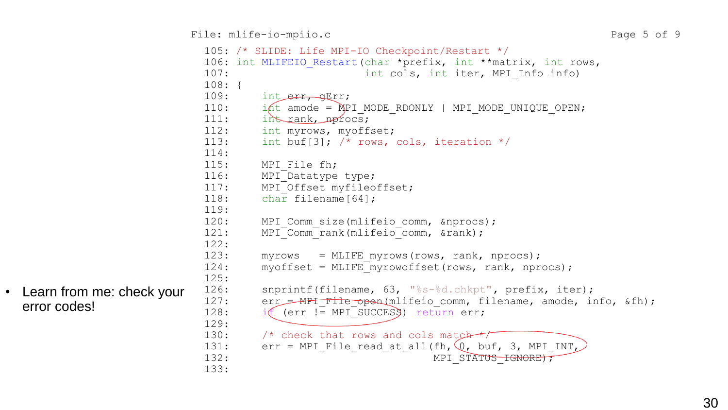- Learn from me: check your error codes!

File: mlife-io-mpiio.c

```
105: /* SLIDE: Life MPI-IO Checkpoint/Restart */
106: int MLIFEIO_Restart(char *prefix, int **matrix, int rows,
107:                     int cols, int iter, MPI_Info info)
108: {
109:     int err, gErr;
110:     int amode = MPI_MODE_RDONLY | MPI_MODE_UNIQUE_OPEN;
111:     int rank, nprocs;
112:     int myrows, myoffset;
113:     int buf[3]; /* rows, cols, iteration */
114:
115:     MPI_File fh;
116:     MPI_Datatype type;
117:     MPI_Offset myfileoffset;
118:     char filename[64];
119:
120:     MPI_Comm_size(mlifeio_comm, &nprocs);
121:     MPI_Comm_rank(mlifeio_comm, &rank);
122:
123:     myrows   = MLIFE_myrows(rows, rank, nprocs);
124:     myoffset = MLIFE_myrowoffset(rows, rank, nprocs);
125:
126:     snprintf(filename, 63, "%s-%d.chkpt", prefix, iter);
127:     err = MPI_File_open(mlifeio_comm, filename, amode, info, &fh);
128:     if (err != MPI_SUCCESS) return err;
129:
130:     /* check that rows and cols match */
131:     err = MPI_File_read_at_all(fh, 0, buf, 3, MPI_INT,
132:                                MPI_STATUS_IGNORE);
133:
```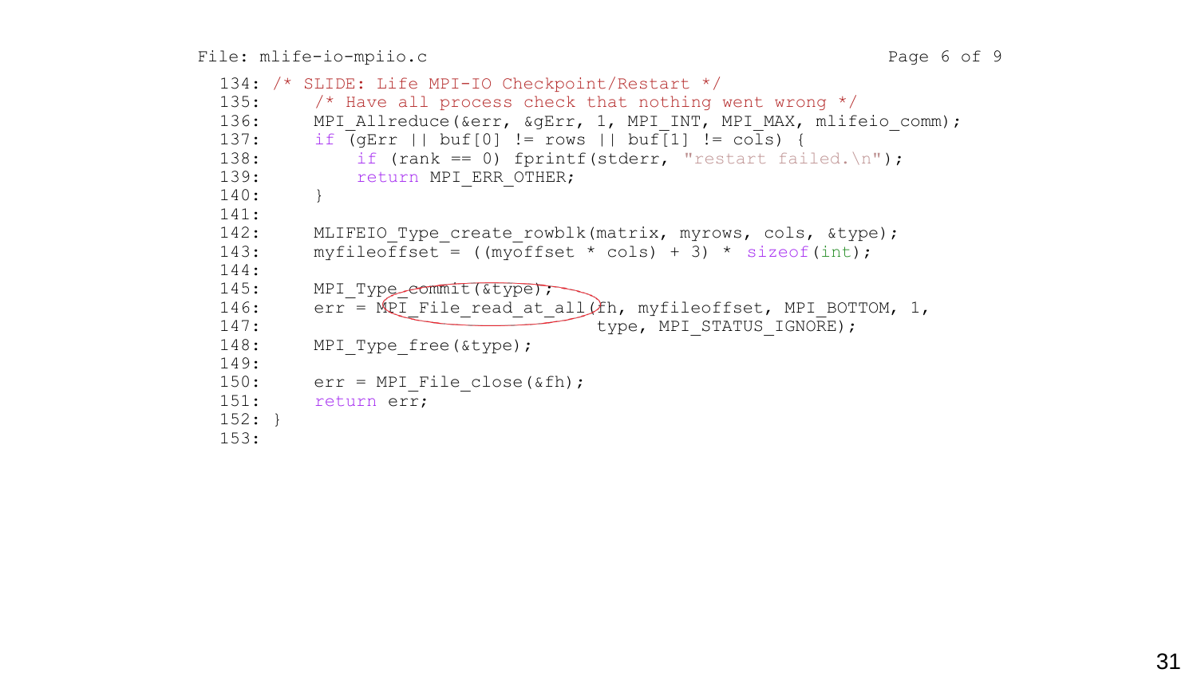File: mlife-io-mpiio.c

```
134: /* SLIDE: Life MPI-IO Checkpoint/Restart */
135:     /* Have all process check that nothing went wrong */
136:     MPI_Allreduce(&err, &gErr, 1, MPI_INT, MPI_MAX, mlifeio_comm);
137:     if (gErr || buf[0] != rows || buf[1] != cols) {
138:         if (rank == 0) fprintf(stderr, "restart failed.\n");
139:         return MPI_ERR_OTHER;
140:     }
141:
142:     MLIFEIO_Type_create_rowblk(matrix, myrows, cols, &type);
143:     myfileoffset = ((myoffset * cols) + 3) * sizeof(int);
144:
145:     MPI_Type_commit(&type);
146:     err = MPI_File_read_at_all(fh, myfileoffset, MPI_BOTTOM, 1,
147:                                type, MPI_STATUS_IGNORE);
148:     MPI_Type_free(&type);
149:
150:     err = MPI_File_close(&fh);
151:     return err;
152: }
153:
```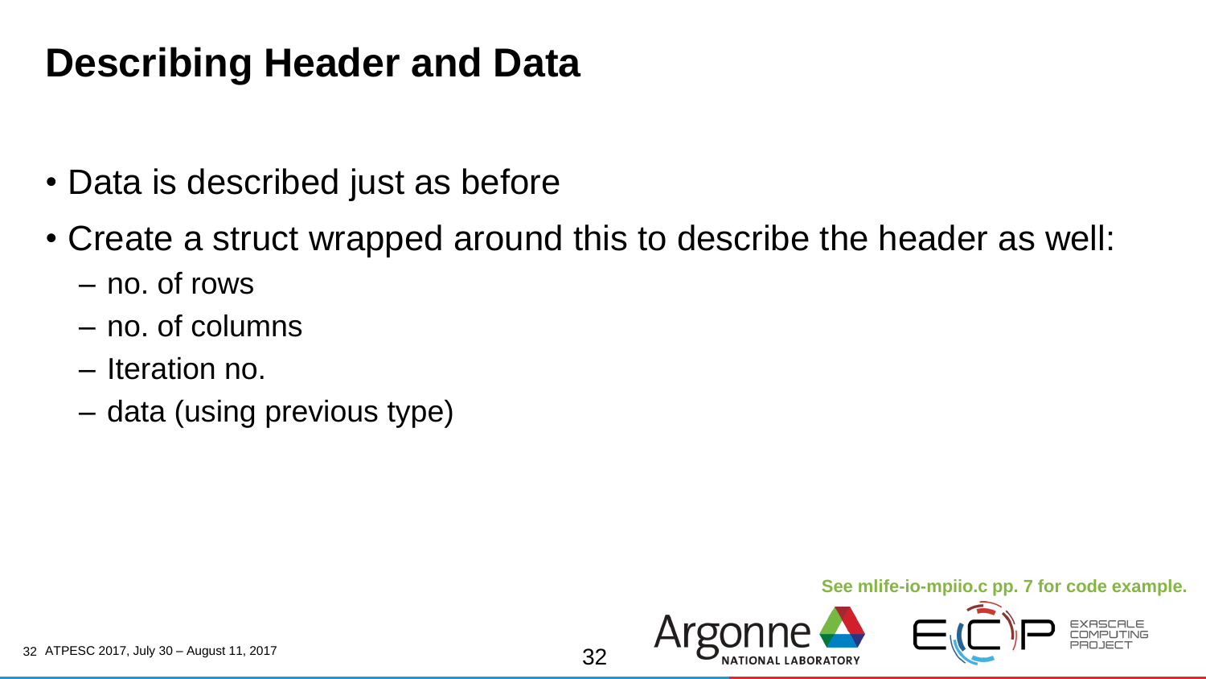# Describing Header and Data

- Data is described just as before
- Create a struct wrapped around this to describe the header as well:
  - no. of rows
  - no. of columns
  - Iteration no.
  - data (using previous type)

**See mlife-io-mpiio.c pp. 7 for code example.**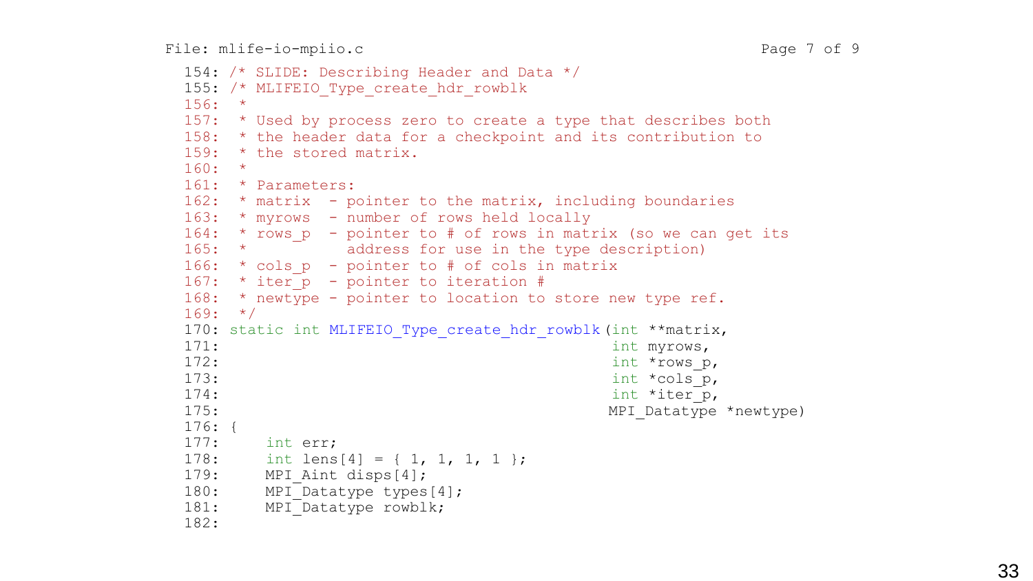File: mlife-io-mpiio.c

```c
154: /* SLIDE: Describing Header and Data */
155: /* MLIFEIO_Type_create_hdr_rowblk
156:  *
157:  * Used by process zero to create a type that describes both
158:  * the header data for a checkpoint and its contribution to
159:  * the stored matrix.
160:  *
161:  * Parameters:
162:  * matrix  - pointer to the matrix, including boundaries
163:  * myrows  - number of rows held locally
164:  * rows_p  - pointer to # of rows in matrix (so we can get its
165:  *           address for use in the type description)
166:  * cols_p  - pointer to # of cols in matrix
167:  * iter_p  - pointer to iteration #
168:  * newtype - pointer to location to store new type ref.
169:  */
170: static int MLIFEIO_Type_create_hdr_rowblk(int **matrix,
171:                                           int myrows,
172:                                           int *rows_p,
173:                                           int *cols_p,
174:                                           int *iter_p,
175:                                          MPI_Datatype *newtype)
176: {
177:     int err;
178:     int lens[4] = { 1, 1, 1, 1 };
179:     MPI_Aint disps[4];
180:     MPI_Datatype types[4];
181:     MPI_Datatype rowblk;
182:
```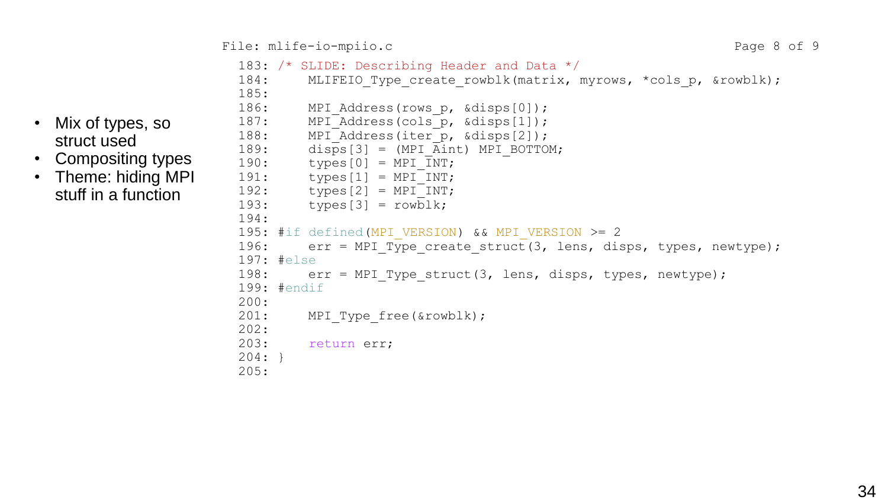- Mix of types, so struct used
- Compositing types
- Theme: hiding MPI stuff in a function

File: mlife-io-mpiio.c

```
183: /* SLIDE: Describing Header and Data */
184:     MLIFEIO_Type_create_rowblk(matrix, myrows, *cols_p, &rowblk);
185:
186:     MPI_Address(rows_p, &disps[0]);
187:     MPI_Address(cols_p, &disps[1]);
188:     MPI_Address(iter_p, &disps[2]);
189:     disps[3] = (MPI_Aint) MPI_BOTTOM;
190:     types[0] = MPI_INT;
191:     types[1] = MPI_INT;
192:     types[2] = MPI_INT;
193:     types[3] = rowblk;
194:
195: #if defined(MPI_VERSION) && MPI_VERSION >= 2
196:     err = MPI_Type_create_struct(3, lens, disps, types, newtype);
197: #else
198:     err = MPI_Type_struct(3, lens, disps, types, newtype);
199: #endif
200:
201:     MPI_Type_free(&rowblk);
202:
203:     return err;
204: }
205:
```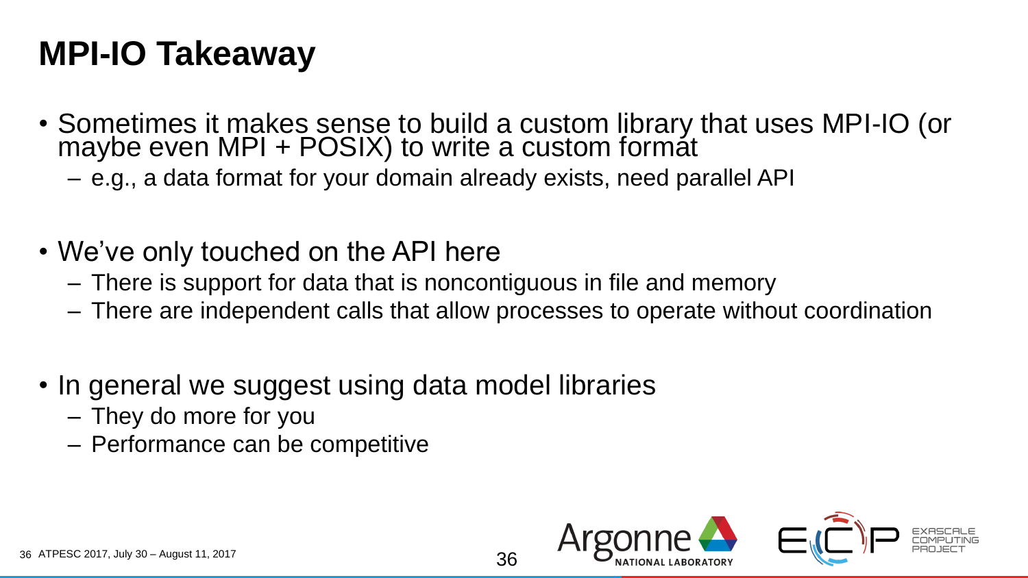# MPI-IO Takeaway

- Sometimes it makes sense to build a custom library that uses MPI-IO (or maybe even MPI + POSIX) to write a custom format
  - e.g., a data format for your domain already exists, need parallel API
- We've only touched on the API here
  - There is support for data that is noncontiguous in file and memory
  - There are independent calls that allow processes to operate without coordination
- In general we suggest using data model libraries
  - They do more for you
  - Performance can be competitive